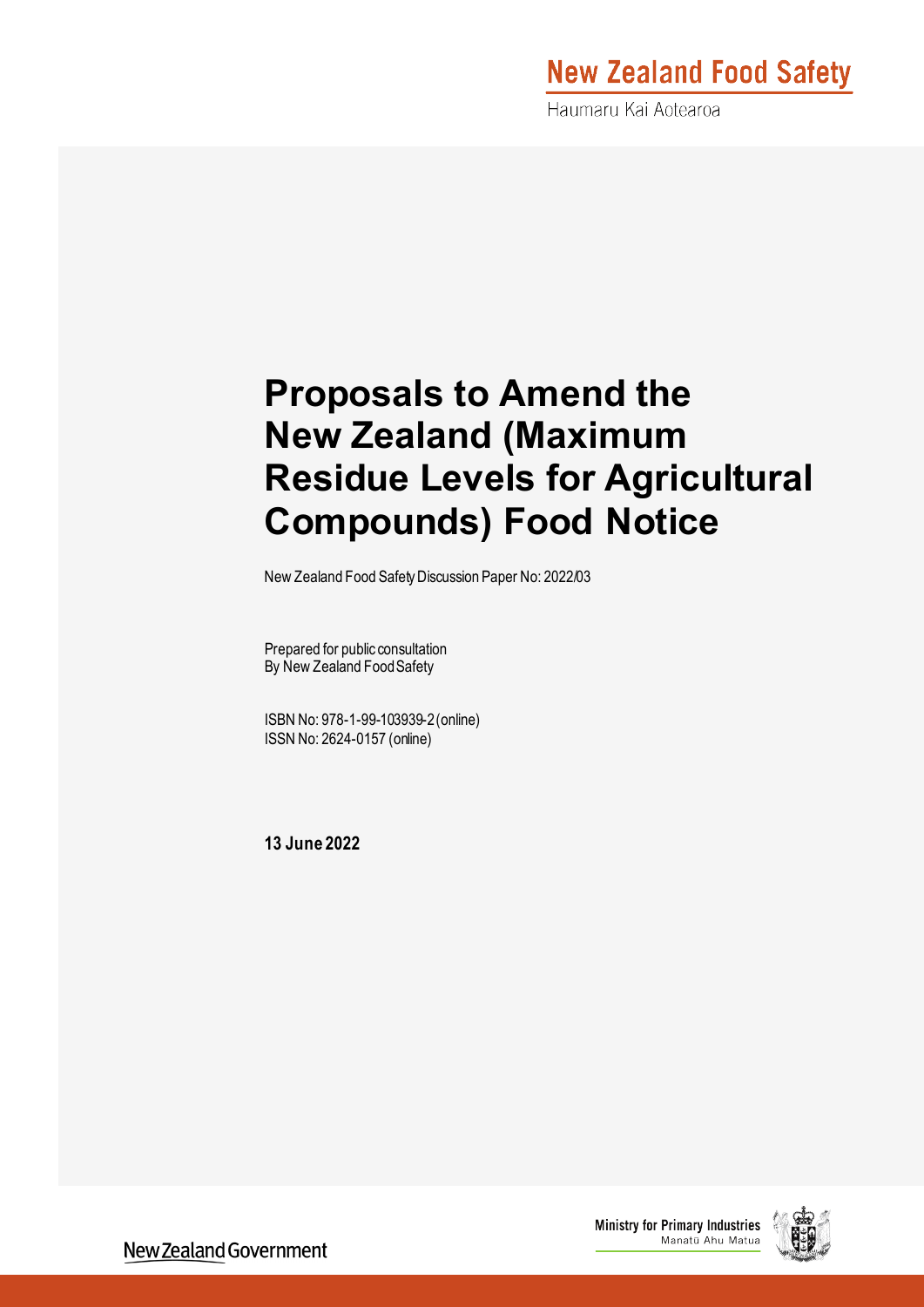New Zealand Food Safety

Haumaru Kai Aotearoa

# Proposals to Amend the New Zealand (Maximum Residue Levels for Agricultural Compounds) Food Notice

New Zealand Food Safety Discussion Paper No: 2022/03

Prepared for public consultation
By New Zealand Food Safety

ISBN No: 978-1-99-103939-2 (online)
ISSN No: 2624-0157 (online)

**13 June 2022**

New Zealand Government

Ministry for Primary Industries
Manatū Ahu Matua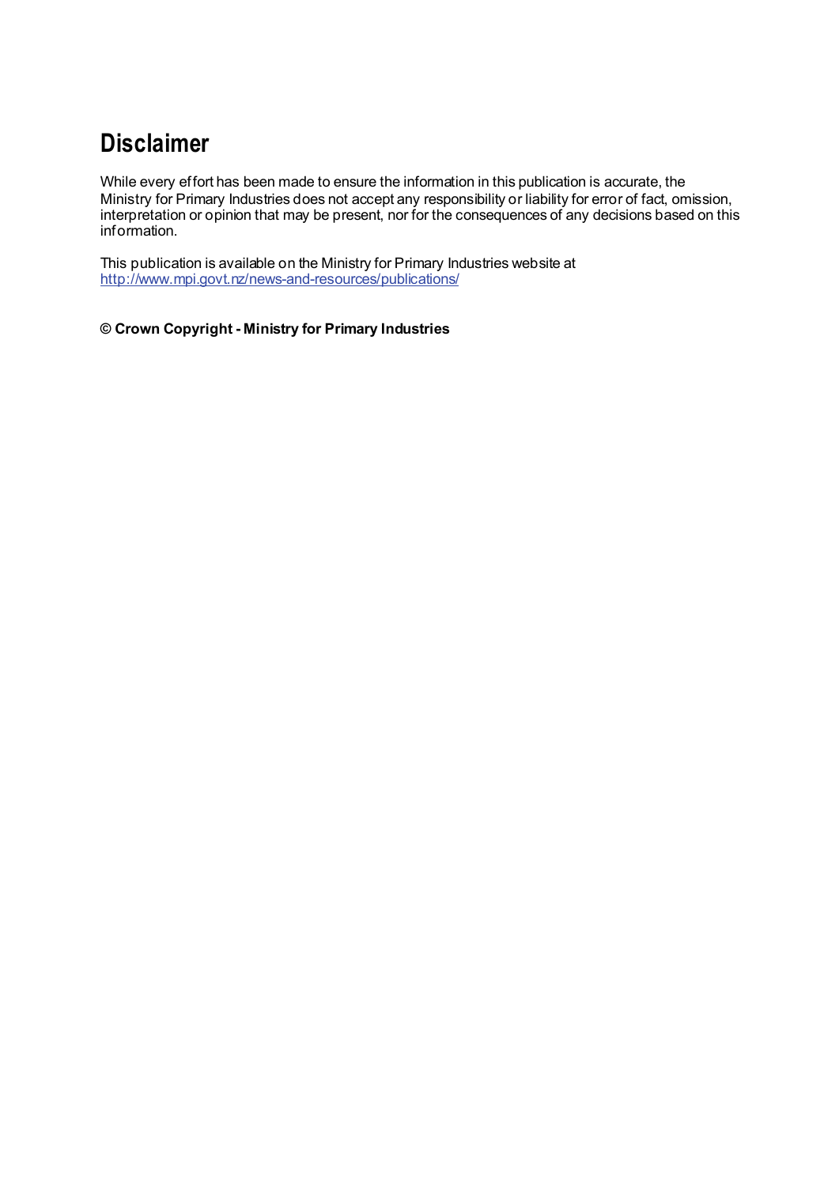# Disclaimer

While every effort has been made to ensure the information in this publication is accurate, the Ministry for Primary Industries does not accept any responsibility or liability for error of fact, omission, interpretation or opinion that may be present, nor for the consequences of any decisions based on this information.

This publication is available on the Ministry for Primary Industries website at http://www.mpi.govt.nz/news-and-resources/publications/

**© Crown Copyright - Ministry for Primary Industries**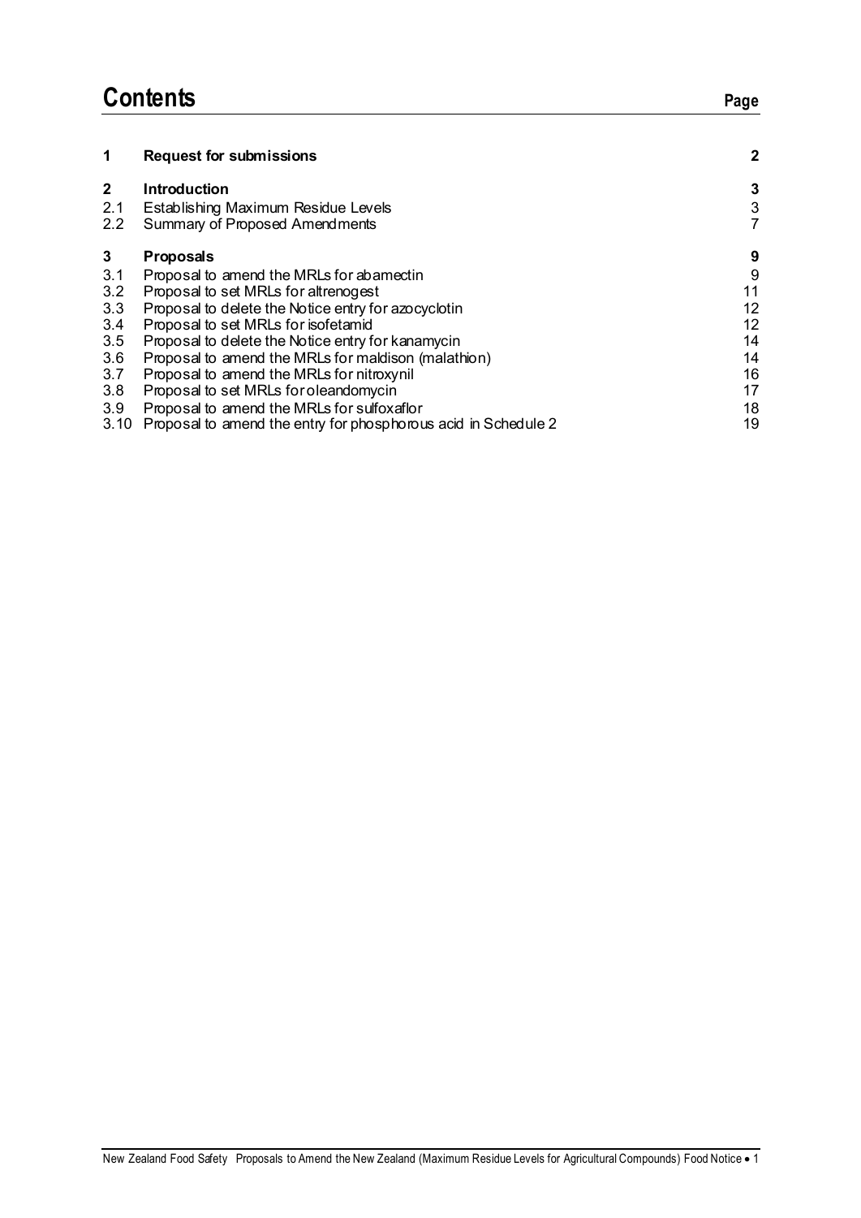# Contents

| | | Page |
|---|---|---|
| **1** | **Request for submissions** | **2** |
| **2** | **Introduction** | **3** |
| 2.1 | Establishing Maximum Residue Levels | 3 |
| 2.2 | Summary of Proposed Amendments | 7 |
| **3** | **Proposals** | **9** |
| 3.1 | Proposal to amend the MRLs for abamectin | 9 |
| 3.2 | Proposal to set MRLs for altrenogest | 11 |
| 3.3 | Proposal to delete the Notice entry for azocyclotin | 12 |
| 3.4 | Proposal to set MRLs for isofetamid | 12 |
| 3.5 | Proposal to delete the Notice entry for kanamycin | 14 |
| 3.6 | Proposal to amend the MRLs for maldison (malathion) | 14 |
| 3.7 | Proposal to amend the MRLs for nitroxynil | 16 |
| 3.8 | Proposal to set MRLs for oleandomycin | 17 |
| 3.9 | Proposal to amend the MRLs for sulfoxaflor | 18 |
| 3.10 | Proposal to amend the entry for phosphorous acid in Schedule 2 | 19 |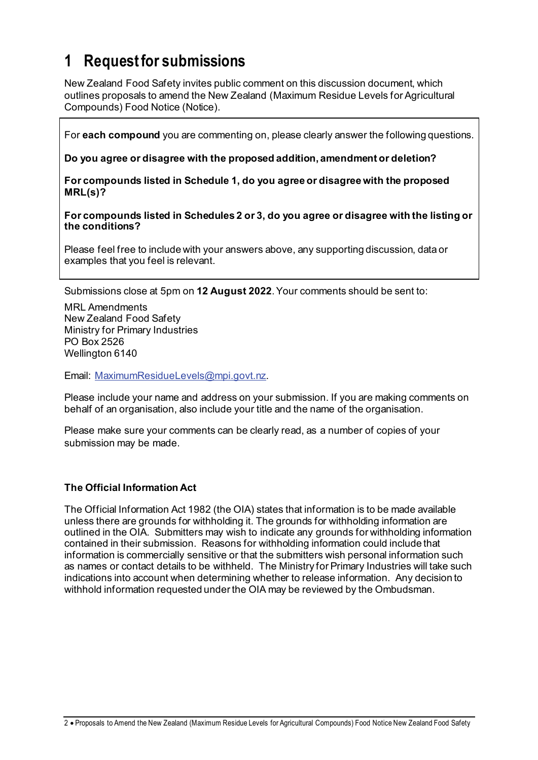# 1 Request for submissions

New Zealand Food Safety invites public comment on this discussion document, which outlines proposals to amend the New Zealand (Maximum Residue Levels for Agricultural Compounds) Food Notice (Notice).

For **each compound** you are commenting on, please clearly answer the following questions.

**Do you agree or disagree with the proposed addition, amendment or deletion?**

**For compounds listed in Schedule 1, do you agree or disagree with the proposed MRL(s)?**

**For compounds listed in Schedules 2 or 3, do you agree or disagree with the listing or the conditions?**

Please feel free to include with your answers above, any supporting discussion, data or examples that you feel is relevant.

Submissions close at 5pm on **12 August 2022**. Your comments should be sent to:

MRL Amendments
New Zealand Food Safety
Ministry for Primary Industries
PO Box 2526
Wellington 6140

Email: MaximumResidueLevels@mpi.govt.nz.

Please include your name and address on your submission. If you are making comments on behalf of an organisation, also include your title and the name of the organisation.

Please make sure your comments can be clearly read, as a number of copies of your submission may be made.

### The Official Information Act

The Official Information Act 1982 (the OIA) states that information is to be made available unless there are grounds for withholding it. The grounds for withholding information are outlined in the OIA. Submitters may wish to indicate any grounds for withholding information contained in their submission. Reasons for withholding information could include that information is commercially sensitive or that the submitters wish personal information such as names or contact details to be withheld. The Ministry for Primary Industries will take such indications into account when determining whether to release information. Any decision to withhold information requested under the OIA may be reviewed by the Ombudsman.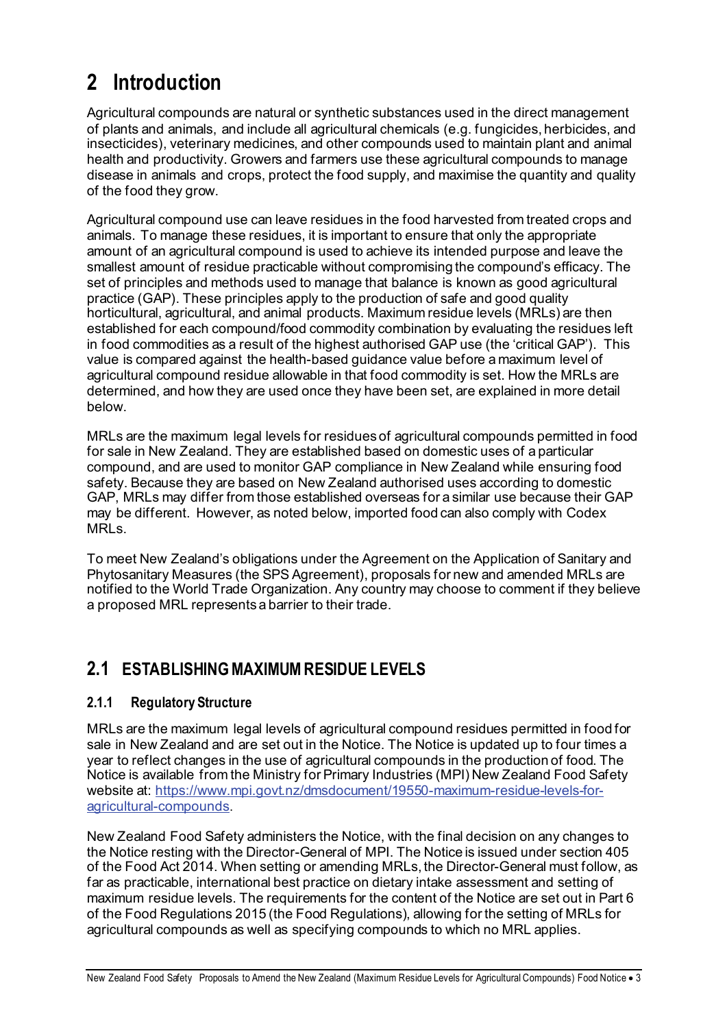# 2 Introduction

Agricultural compounds are natural or synthetic substances used in the direct management of plants and animals, and include all agricultural chemicals (e.g. fungicides, herbicides, and insecticides), veterinary medicines, and other compounds used to maintain plant and animal health and productivity. Growers and farmers use these agricultural compounds to manage disease in animals and crops, protect the food supply, and maximise the quantity and quality of the food they grow.

Agricultural compound use can leave residues in the food harvested from treated crops and animals. To manage these residues, it is important to ensure that only the appropriate amount of an agricultural compound is used to achieve its intended purpose and leave the smallest amount of residue practicable without compromising the compound's efficacy. The set of principles and methods used to manage that balance is known as good agricultural practice (GAP). These principles apply to the production of safe and good quality horticultural, agricultural, and animal products. Maximum residue levels (MRLs) are then established for each compound/food commodity combination by evaluating the residues left in food commodities as a result of the highest authorised GAP use (the 'critical GAP'). This value is compared against the health-based guidance value before a maximum level of agricultural compound residue allowable in that food commodity is set. How the MRLs are determined, and how they are used once they have been set, are explained in more detail below.

MRLs are the maximum legal levels for residues of agricultural compounds permitted in food for sale in New Zealand. They are established based on domestic uses of a particular compound, and are used to monitor GAP compliance in New Zealand while ensuring food safety. Because they are based on New Zealand authorised uses according to domestic GAP, MRLs may differ from those established overseas for a similar use because their GAP may be different. However, as noted below, imported food can also comply with Codex MRLs.

To meet New Zealand's obligations under the Agreement on the Application of Sanitary and Phytosanitary Measures (the SPS Agreement), proposals for new and amended MRLs are notified to the World Trade Organization. Any country may choose to comment if they believe a proposed MRL represents a barrier to their trade.

## 2.1 ESTABLISHING MAXIMUM RESIDUE LEVELS

### 2.1.1 Regulatory Structure

MRLs are the maximum legal levels of agricultural compound residues permitted in food for sale in New Zealand and are set out in the Notice. The Notice is updated up to four times a year to reflect changes in the use of agricultural compounds in the production of food. The Notice is available from the Ministry for Primary Industries (MPI) New Zealand Food Safety website at: [https://www.mpi.govt.nz/dmsdocument/19550-maximum-residue-levels-for-agricultural-compounds](https://www.mpi.govt.nz/dmsdocument/19550-maximum-residue-levels-for-agricultural-compounds).

New Zealand Food Safety administers the Notice, with the final decision on any changes to the Notice resting with the Director-General of MPI. The Notice is issued under section 405 of the Food Act 2014. When setting or amending MRLs, the Director-General must follow, as far as practicable, international best practice on dietary intake assessment and setting of maximum residue levels. The requirements for the content of the Notice are set out in Part 6 of the Food Regulations 2015 (the Food Regulations), allowing for the setting of MRLs for agricultural compounds as well as specifying compounds to which no MRL applies.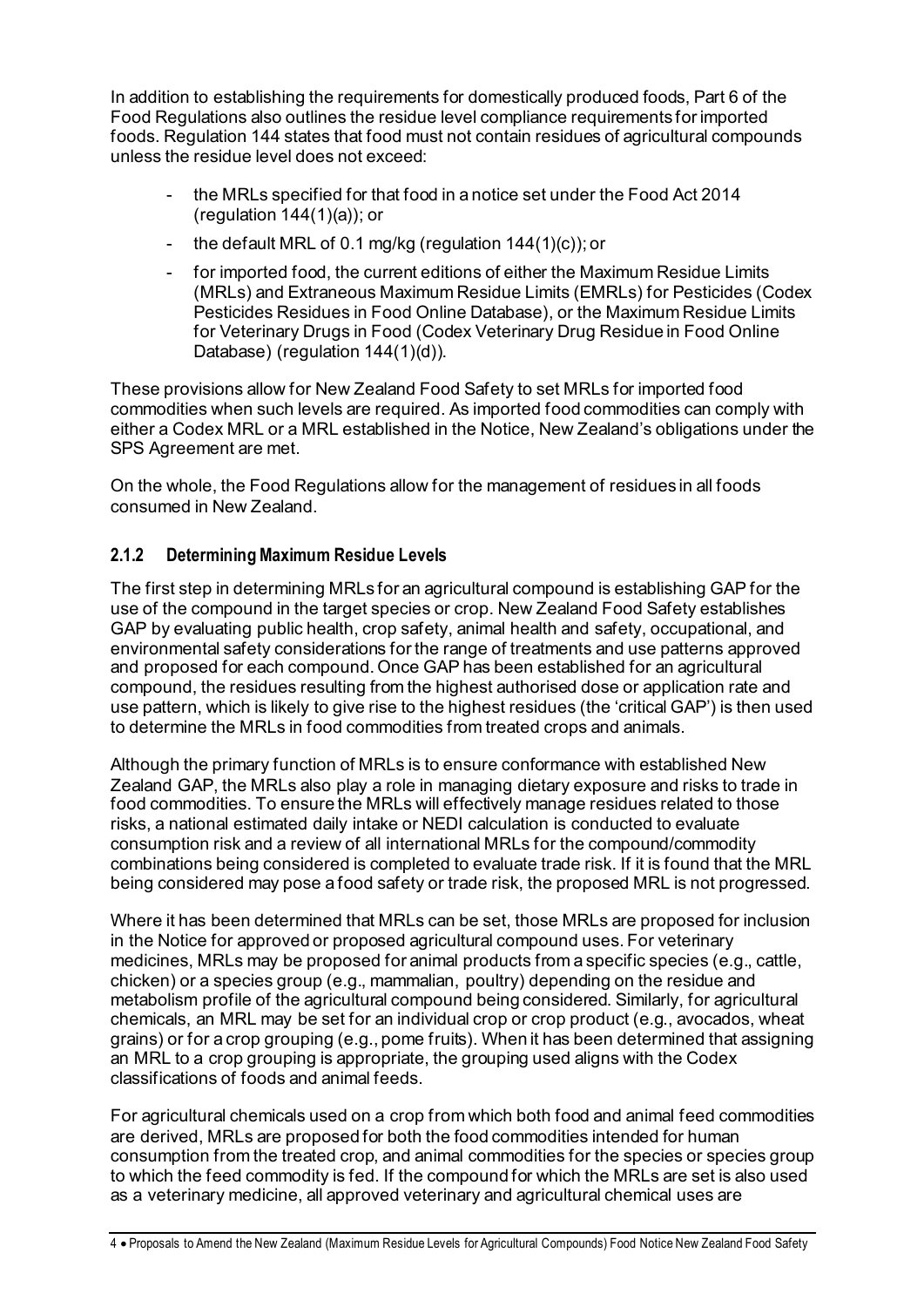In addition to establishing the requirements for domestically produced foods, Part 6 of the Food Regulations also outlines the residue level compliance requirements for imported foods. Regulation 144 states that food must not contain residues of agricultural compounds unless the residue level does not exceed:

- the MRLs specified for that food in a notice set under the Food Act 2014 (regulation 144(1)(a)); or
- the default MRL of 0.1 mg/kg (regulation 144(1)(c)); or
- for imported food, the current editions of either the Maximum Residue Limits (MRLs) and Extraneous Maximum Residue Limits (EMRLs) for Pesticides (Codex Pesticides Residues in Food Online Database), or the Maximum Residue Limits for Veterinary Drugs in Food (Codex Veterinary Drug Residue in Food Online Database) (regulation 144(1)(d)).

These provisions allow for New Zealand Food Safety to set MRLs for imported food commodities when such levels are required. As imported food commodities can comply with either a Codex MRL or a MRL established in the Notice, New Zealand's obligations under the SPS Agreement are met.

On the whole, the Food Regulations allow for the management of residues in all foods consumed in New Zealand.

### 2.1.2 Determining Maximum Residue Levels

The first step in determining MRLs for an agricultural compound is establishing GAP for the use of the compound in the target species or crop. New Zealand Food Safety establishes GAP by evaluating public health, crop safety, animal health and safety, occupational, and environmental safety considerations for the range of treatments and use patterns approved and proposed for each compound. Once GAP has been established for an agricultural compound, the residues resulting from the highest authorised dose or application rate and use pattern, which is likely to give rise to the highest residues (the 'critical GAP') is then used to determine the MRLs in food commodities from treated crops and animals.

Although the primary function of MRLs is to ensure conformance with established New Zealand GAP, the MRLs also play a role in managing dietary exposure and risks to trade in food commodities. To ensure the MRLs will effectively manage residues related to those risks, a national estimated daily intake or NEDI calculation is conducted to evaluate consumption risk and a review of all international MRLs for the compound/commodity combinations being considered is completed to evaluate trade risk. If it is found that the MRL being considered may pose a food safety or trade risk, the proposed MRL is not progressed.

Where it has been determined that MRLs can be set, those MRLs are proposed for inclusion in the Notice for approved or proposed agricultural compound uses. For veterinary medicines, MRLs may be proposed for animal products from a specific species (e.g., cattle, chicken) or a species group (e.g., mammalian, poultry) depending on the residue and metabolism profile of the agricultural compound being considered. Similarly, for agricultural chemicals, an MRL may be set for an individual crop or crop product (e.g., avocados, wheat grains) or for a crop grouping (e.g., pome fruits). When it has been determined that assigning an MRL to a crop grouping is appropriate, the grouping used aligns with the Codex classifications of foods and animal feeds.

For agricultural chemicals used on a crop from which both food and animal feed commodities are derived, MRLs are proposed for both the food commodities intended for human consumption from the treated crop, and animal commodities for the species or species group to which the feed commodity is fed. If the compound for which the MRLs are set is also used as a veterinary medicine, all approved veterinary and agricultural chemical uses are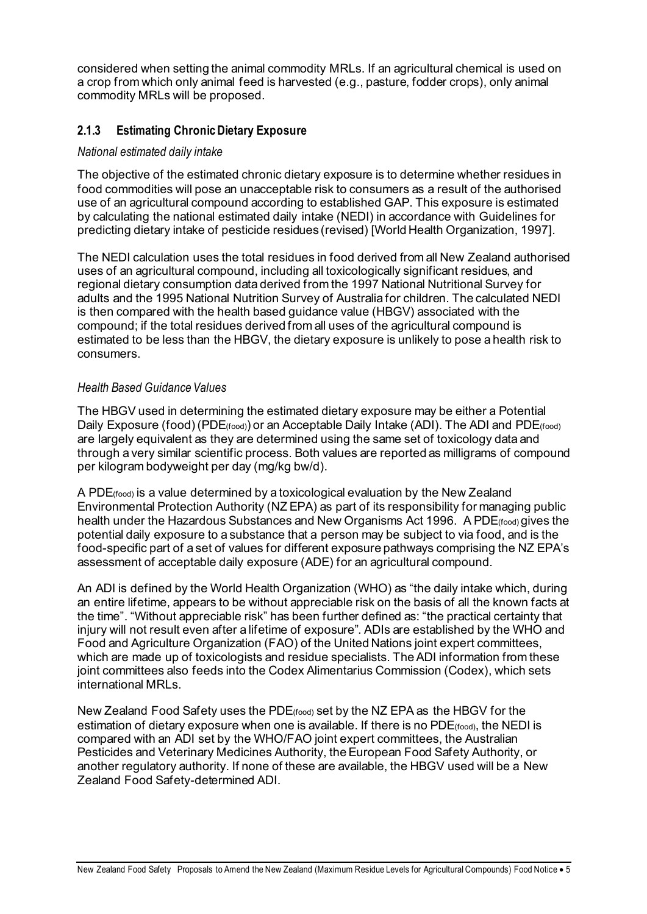considered when setting the animal commodity MRLs. If an agricultural chemical is used on a crop from which only animal feed is harvested (e.g., pasture, fodder crops), only animal commodity MRLs will be proposed.

### 2.1.3 Estimating Chronic Dietary Exposure

*National estimated daily intake*

The objective of the estimated chronic dietary exposure is to determine whether residues in food commodities will pose an unacceptable risk to consumers as a result of the authorised use of an agricultural compound according to established GAP. This exposure is estimated by calculating the national estimated daily intake (NEDI) in accordance with Guidelines for predicting dietary intake of pesticide residues (revised) [World Health Organization, 1997].

The NEDI calculation uses the total residues in food derived from all New Zealand authorised uses of an agricultural compound, including all toxicologically significant residues, and regional dietary consumption data derived from the 1997 National Nutritional Survey for adults and the 1995 National Nutrition Survey of Australia for children. The calculated NEDI is then compared with the health based guidance value (HBGV) associated with the compound; if the total residues derived from all uses of the agricultural compound is estimated to be less than the HBGV, the dietary exposure is unlikely to pose a health risk to consumers.

*Health Based Guidance Values*

The HBGV used in determining the estimated dietary exposure may be either a Potential Daily Exposure (food) ($PDE_{(food)}$) or an Acceptable Daily Intake (ADI). The ADI and $PDE_{(food)}$ are largely equivalent as they are determined using the same set of toxicology data and through a very similar scientific process. Both values are reported as milligrams of compound per kilogram bodyweight per day (mg/kg bw/d).

A $PDE_{(food)}$ is a value determined by a toxicological evaluation by the New Zealand Environmental Protection Authority (NZ EPA) as part of its responsibility for managing public health under the Hazardous Substances and New Organisms Act 1996. A $PDE_{(food)}$ gives the potential daily exposure to a substance that a person may be subject to via food, and is the food-specific part of a set of values for different exposure pathways comprising the NZ EPA's assessment of acceptable daily exposure (ADE) for an agricultural compound.

An ADI is defined by the World Health Organization (WHO) as "the daily intake which, during an entire lifetime, appears to be without appreciable risk on the basis of all the known facts at the time". "Without appreciable risk" has been further defined as: "the practical certainty that injury will not result even after a lifetime of exposure". ADIs are established by the WHO and Food and Agriculture Organization (FAO) of the United Nations joint expert committees, which are made up of toxicologists and residue specialists. The ADI information from these joint committees also feeds into the Codex Alimentarius Commission (Codex), which sets international MRLs.

New Zealand Food Safety uses the $PDE_{(food)}$ set by the NZ EPA as the HBGV for the estimation of dietary exposure when one is available. If there is no $PDE_{(food)}$, the NEDI is compared with an ADI set by the WHO/FAO joint expert committees, the Australian Pesticides and Veterinary Medicines Authority, the European Food Safety Authority, or another regulatory authority. If none of these are available, the HBGV used will be a New Zealand Food Safety-determined ADI.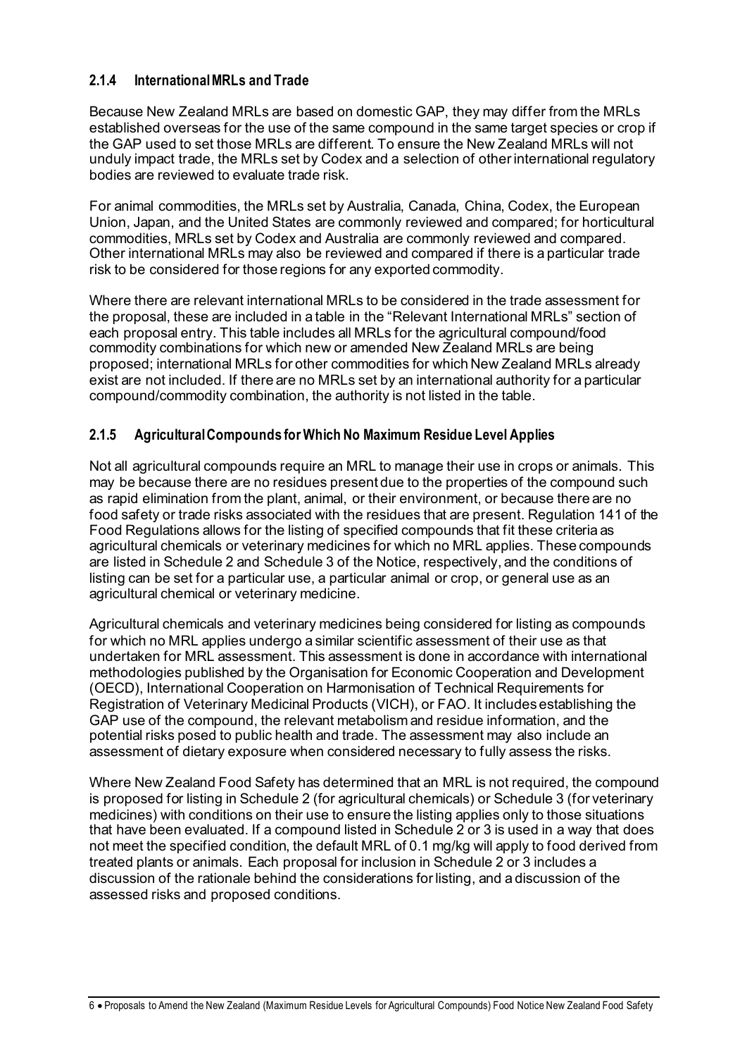### 2.1.4 International MRLs and Trade

Because New Zealand MRLs are based on domestic GAP, they may differ from the MRLs established overseas for the use of the same compound in the same target species or crop if the GAP used to set those MRLs are different. To ensure the New Zealand MRLs will not unduly impact trade, the MRLs set by Codex and a selection of other international regulatory bodies are reviewed to evaluate trade risk.

For animal commodities, the MRLs set by Australia, Canada, China, Codex, the European Union, Japan, and the United States are commonly reviewed and compared; for horticultural commodities, MRLs set by Codex and Australia are commonly reviewed and compared. Other international MRLs may also be reviewed and compared if there is a particular trade risk to be considered for those regions for any exported commodity.

Where there are relevant international MRLs to be considered in the trade assessment for the proposal, these are included in a table in the "Relevant International MRLs" section of each proposal entry. This table includes all MRLs for the agricultural compound/food commodity combinations for which new or amended New Zealand MRLs are being proposed; international MRLs for other commodities for which New Zealand MRLs already exist are not included. If there are no MRLs set by an international authority for a particular compound/commodity combination, the authority is not listed in the table.

### 2.1.5 Agricultural Compounds for Which No Maximum Residue Level Applies

Not all agricultural compounds require an MRL to manage their use in crops or animals. This may be because there are no residues present due to the properties of the compound such as rapid elimination from the plant, animal, or their environment, or because there are no food safety or trade risks associated with the residues that are present. Regulation 141 of the Food Regulations allows for the listing of specified compounds that fit these criteria as agricultural chemicals or veterinary medicines for which no MRL applies. These compounds are listed in Schedule 2 and Schedule 3 of the Notice, respectively, and the conditions of listing can be set for a particular use, a particular animal or crop, or general use as an agricultural chemical or veterinary medicine.

Agricultural chemicals and veterinary medicines being considered for listing as compounds for which no MRL applies undergo a similar scientific assessment of their use as that undertaken for MRL assessment. This assessment is done in accordance with international methodologies published by the Organisation for Economic Cooperation and Development (OECD), International Cooperation on Harmonisation of Technical Requirements for Registration of Veterinary Medicinal Products (VICH), or FAO. It includes establishing the GAP use of the compound, the relevant metabolism and residue information, and the potential risks posed to public health and trade. The assessment may also include an assessment of dietary exposure when considered necessary to fully assess the risks.

Where New Zealand Food Safety has determined that an MRL is not required, the compound is proposed for listing in Schedule 2 (for agricultural chemicals) or Schedule 3 (for veterinary medicines) with conditions on their use to ensure the listing applies only to those situations that have been evaluated. If a compound listed in Schedule 2 or 3 is used in a way that does not meet the specified condition, the default MRL of 0.1 mg/kg will apply to food derived from treated plants or animals. Each proposal for inclusion in Schedule 2 or 3 includes a discussion of the rationale behind the considerations for listing, and a discussion of the assessed risks and proposed conditions.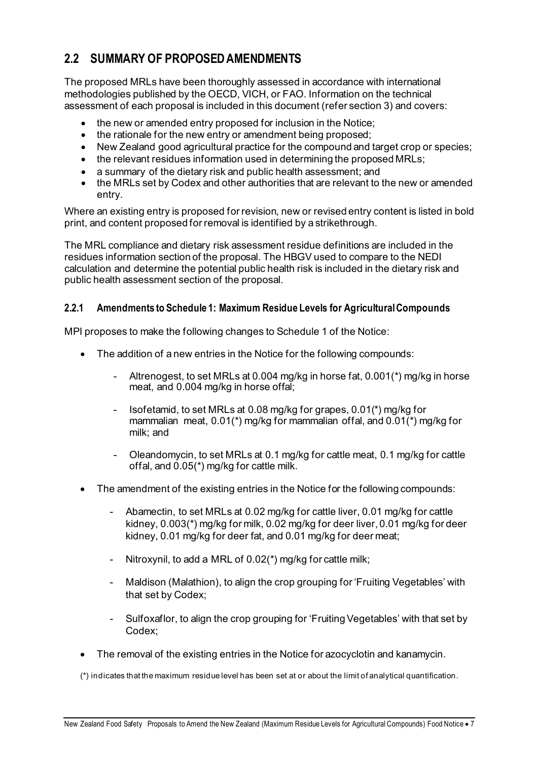## 2.2 SUMMARY OF PROPOSED AMENDMENTS

The proposed MRLs have been thoroughly assessed in accordance with international methodologies published by the OECD, VICH, or FAO. Information on the technical assessment of each proposal is included in this document (refer section 3) and covers:

- the new or amended entry proposed for inclusion in the Notice;
- the rationale for the new entry or amendment being proposed;
- New Zealand good agricultural practice for the compound and target crop or species;
- the relevant residues information used in determining the proposed MRLs;
- a summary of the dietary risk and public health assessment; and
- the MRLs set by Codex and other authorities that are relevant to the new or amended entry.

Where an existing entry is proposed for revision, new or revised entry content is listed in bold print, and content proposed for removal is identified by a strikethrough.

The MRL compliance and dietary risk assessment residue definitions are included in the residues information section of the proposal. The HBGV used to compare to the NEDI calculation and determine the potential public health risk is included in the dietary risk and public health assessment section of the proposal.

### 2.2.1 Amendments to Schedule 1: Maximum Residue Levels for Agricultural Compounds

MPI proposes to make the following changes to Schedule 1 of the Notice:

- The addition of a new entries in the Notice for the following compounds:
  - Altrenogest, to set MRLs at 0.004 mg/kg in horse fat, 0.001(*) mg/kg in horse meat, and 0.004 mg/kg in horse offal;
  - Isofetamid, to set MRLs at 0.08 mg/kg for grapes, 0.01(*) mg/kg for mammalian meat, 0.01(*) mg/kg for mammalian offal, and 0.01(*) mg/kg for milk; and
  - Oleandomycin, to set MRLs at 0.1 mg/kg for cattle meat, 0.1 mg/kg for cattle offal, and 0.05(*) mg/kg for cattle milk.
- The amendment of the existing entries in the Notice for the following compounds:
  - Abamectin, to set MRLs at 0.02 mg/kg for cattle liver, 0.01 mg/kg for cattle kidney, 0.003(*) mg/kg for milk, 0.02 mg/kg for deer liver, 0.01 mg/kg for deer kidney, 0.01 mg/kg for deer fat, and 0.01 mg/kg for deer meat;
  - Nitroxynil, to add a MRL of 0.02(*) mg/kg for cattle milk;
  - Maldison (Malathion), to align the crop grouping for 'Fruiting Vegetables' with that set by Codex;
  - Sulfoxaflor, to align the crop grouping for 'Fruiting Vegetables' with that set by Codex;
- The removal of the existing entries in the Notice for azocyclotin and kanamycin.

(*) indicates that the maximum residue level has been set at or about the limit of analytical quantification.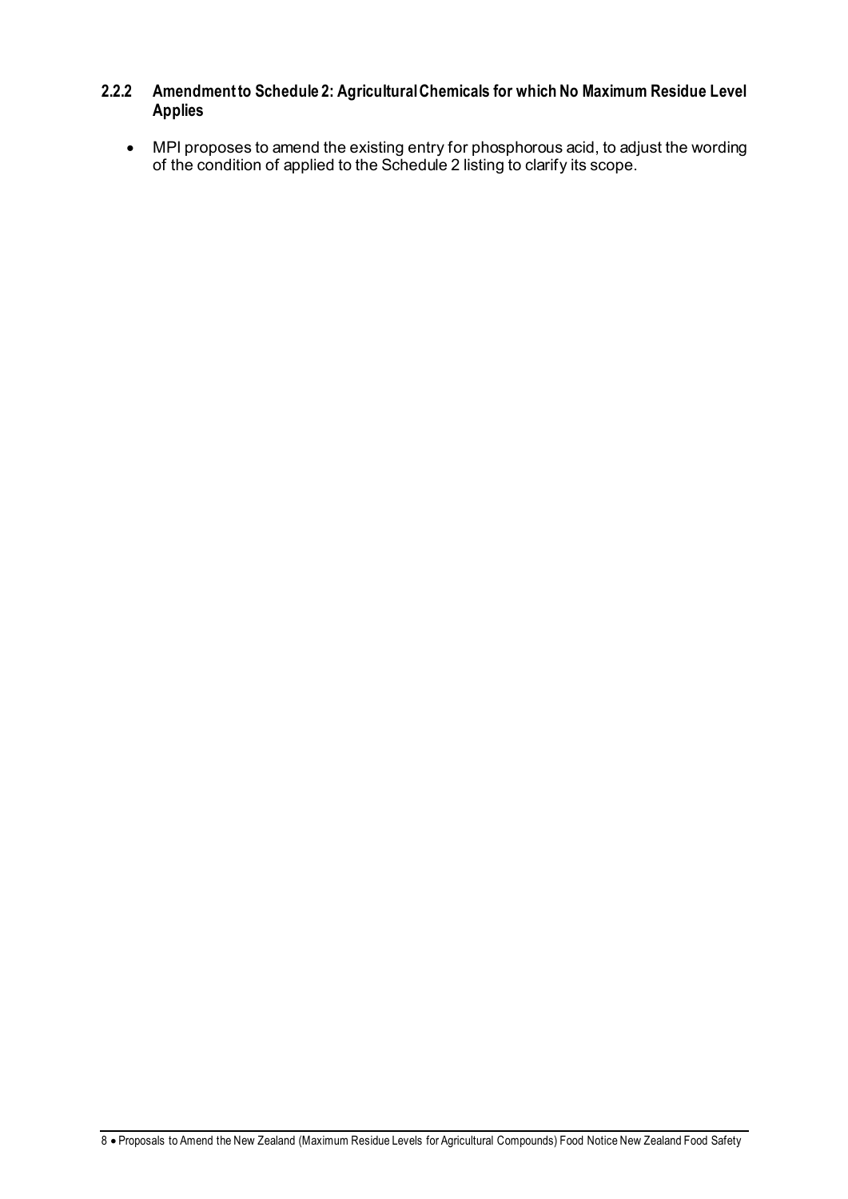#### 2.2.2 Amendment to Schedule 2: Agricultural Chemicals for which No Maximum Residue Level Applies

- MPI proposes to amend the existing entry for phosphorous acid, to adjust the wording of the condition of applied to the Schedule 2 listing to clarify its scope.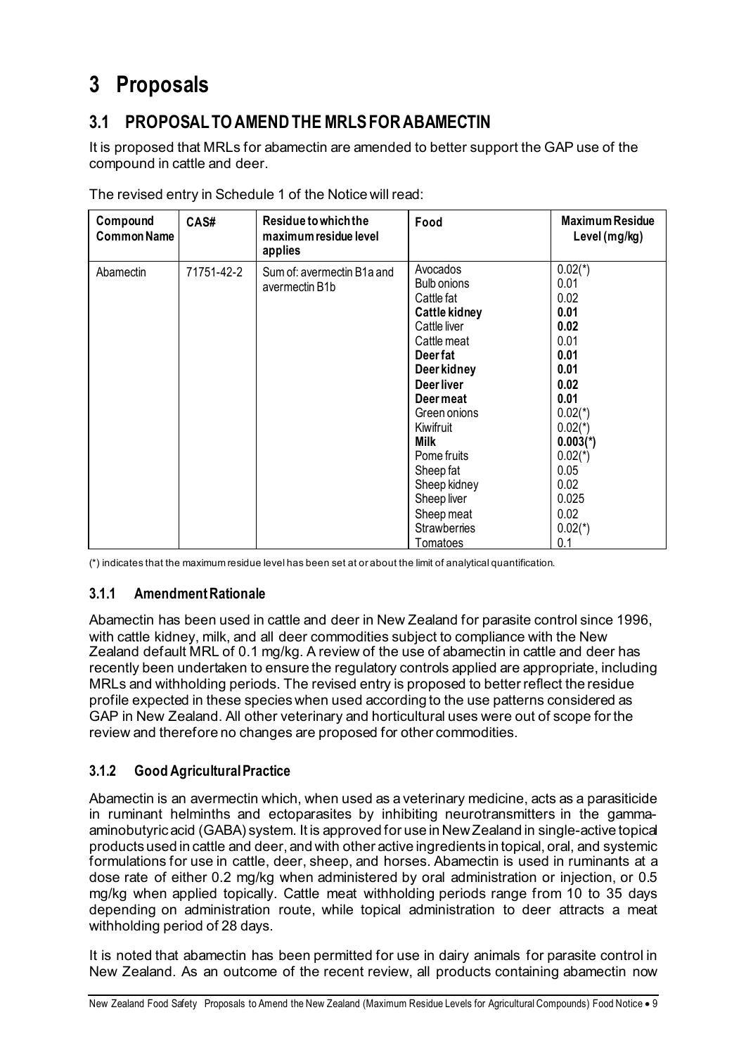# 3 Proposals

## 3.1 PROPOSAL TO AMEND THE MRLS FOR ABAMECTIN

It is proposed that MRLs for abamectin are amended to better support the GAP use of the compound in cattle and deer.

The revised entry in Schedule 1 of the Notice will read:

| Compound Common Name | CAS# | Residue to which the maximum residue level applies | Food | Maximum Residue Level (mg/kg) |
|---|---|---|---|---|
| Abamectin | 71751-42-2 | Sum of: avermectin B1a and avermectin B1b | Avocados | 0.02(*) |
| | | | Bulb onions | 0.01 |
| | | | Cattle fat | 0.02 |
| | | | **Cattle kidney** | **0.01** |
| | | | Cattle liver | **0.02** |
| | | | Cattle meat | 0.01 |
| | | | **Deer fat** | **0.01** |
| | | | **Deer kidney** | **0.01** |
| | | | **Deer liver** | **0.02** |
| | | | **Deer meat** | **0.01** |
| | | | Green onions | 0.02(*) |
| | | | Kiwifruit | 0.02(*) |
| | | | **Milk** | **0.003(*)** |
| | | | Pome fruits | 0.02(*) |
| | | | Sheep fat | 0.05 |
| | | | Sheep kidney | 0.02 |
| | | | Sheep liver | 0.025 |
| | | | Sheep meat | 0.02 |
| | | | Strawberries | 0.02(*) |
| | | | Tomatoes | 0.1 |

(*) indicates that the maximum residue level has been set at or about the limit of analytical quantification.

### 3.1.1 Amendment Rationale

Abamectin has been used in cattle and deer in New Zealand for parasite control since 1996, with cattle kidney, milk, and all deer commodities subject to compliance with the New Zealand default MRL of 0.1 mg/kg. A review of the use of abamectin in cattle and deer has recently been undertaken to ensure the regulatory controls applied are appropriate, including MRLs and withholding periods. The revised entry is proposed to better reflect the residue profile expected in these species when used according to the use patterns considered as GAP in New Zealand. All other veterinary and horticultural uses were out of scope for the review and therefore no changes are proposed for other commodities.

### 3.1.2 Good Agricultural Practice

Abamectin is an avermectin which, when used as a veterinary medicine, acts as a parasiticide in ruminant helminths and ectoparasites by inhibiting neurotransmitters in the gamma-aminobutyric acid (GABA) system. It is approved for use in New Zealand in single-active topical products used in cattle and deer, and with other active ingredients in topical, oral, and systemic formulations for use in cattle, deer, sheep, and horses. Abamectin is used in ruminants at a dose rate of either 0.2 mg/kg when administered by oral administration or injection, or 0.5 mg/kg when applied topically. Cattle meat withholding periods range from 10 to 35 days depending on administration route, while topical administration to deer attracts a meat withholding period of 28 days.

It is noted that abamectin has been permitted for use in dairy animals for parasite control in New Zealand. As an outcome of the recent review, all products containing abamectin now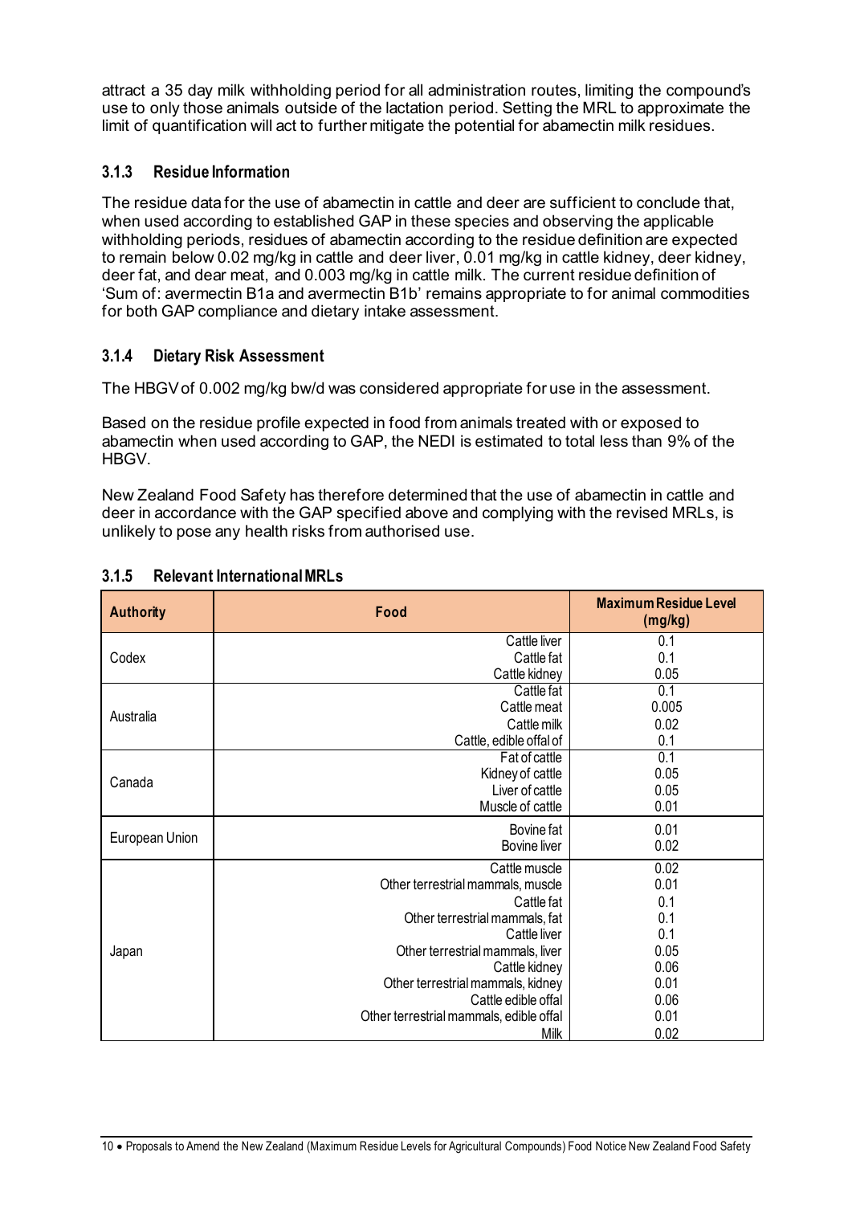attract a 35 day milk withholding period for all administration routes, limiting the compound's use to only those animals outside of the lactation period. Setting the MRL to approximate the limit of quantification will act to further mitigate the potential for abamectin milk residues.

### 3.1.3 Residue Information

The residue data for the use of abamectin in cattle and deer are sufficient to conclude that, when used according to established GAP in these species and observing the applicable withholding periods, residues of abamectin according to the residue definition are expected to remain below 0.02 mg/kg in cattle and deer liver, 0.01 mg/kg in cattle kidney, deer kidney, deer fat, and dear meat, and 0.003 mg/kg in cattle milk. The current residue definition of 'Sum of: avermectin B1a and avermectin B1b' remains appropriate to for animal commodities for both GAP compliance and dietary intake assessment.

### 3.1.4 Dietary Risk Assessment

The HBGV of 0.002 mg/kg bw/d was considered appropriate for use in the assessment.

Based on the residue profile expected in food from animals treated with or exposed to abamectin when used according to GAP, the NEDI is estimated to total less than 9% of the HBGV.

New Zealand Food Safety has therefore determined that the use of abamectin in cattle and deer in accordance with the GAP specified above and complying with the revised MRLs, is unlikely to pose any health risks from authorised use.

### 3.1.5 Relevant International MRLs

| Authority | Food | Maximum Residue Level (mg/kg) |
|---|---|---|
| Codex | Cattle liver | 0.1 |
| | Cattle fat | 0.1 |
| | Cattle kidney | 0.05 |
| Australia | Cattle fat | 0.1 |
| | Cattle meat | 0.005 |
| | Cattle milk | 0.02 |
| | Cattle, edible offal of | 0.1 |
| Canada | Fat of cattle | 0.1 |
| | Kidney of cattle | 0.05 |
| | Liver of cattle | 0.05 |
| | Muscle of cattle | 0.01 |
| European Union | Bovine fat | 0.01 |
| | Bovine liver | 0.02 |
| Japan | Cattle muscle | 0.02 |
| | Other terrestrial mammals, muscle | 0.01 |
| | Cattle fat | 0.1 |
| | Other terrestrial mammals, fat | 0.1 |
| | Cattle liver | 0.1 |
| | Other terrestrial mammals, liver | 0.05 |
| | Cattle kidney | 0.06 |
| | Other terrestrial mammals, kidney | 0.01 |
| | Cattle edible offal | 0.06 |
| | Other terrestrial mammals, edible offal | 0.01 |
| | Milk | 0.02 |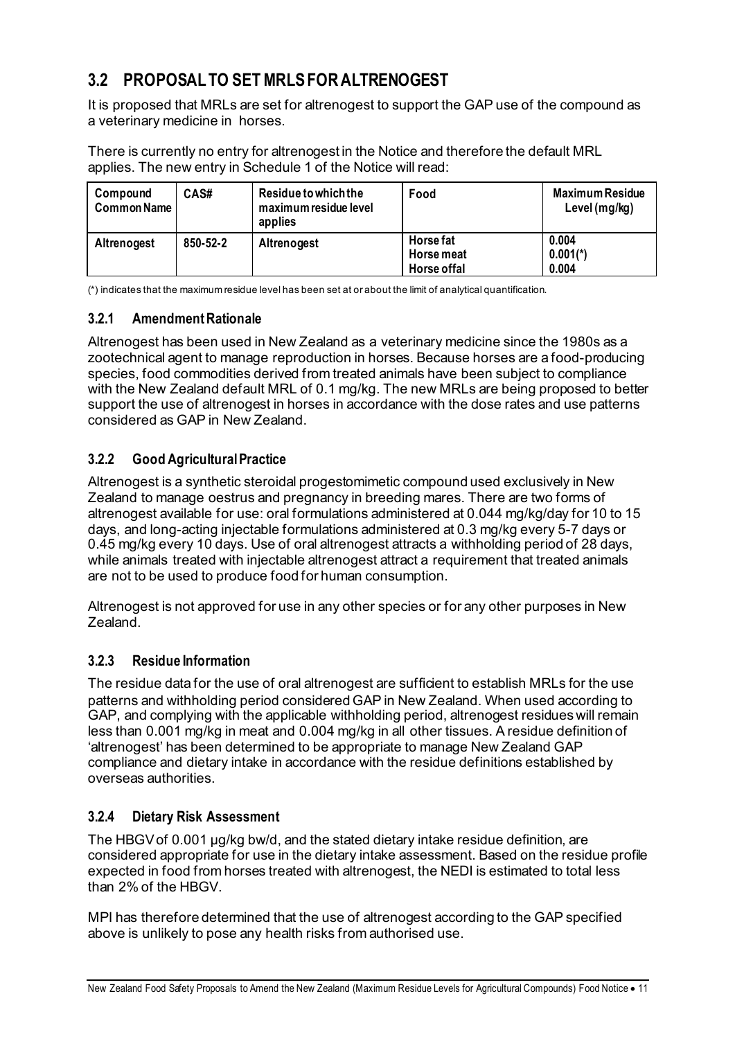## 3.2 PROPOSAL TO SET MRLS FOR ALTRENOGEST

It is proposed that MRLs are set for altrenogest to support the GAP use of the compound as a veterinary medicine in horses.

There is currently no entry for altrenogest in the Notice and therefore the default MRL applies. The new entry in Schedule 1 of the Notice will read:

| Compound Common Name | CAS# | Residue to which the maximum residue level applies | Food | Maximum Residue Level (mg/kg) |
|---|---|---|---|---|
| Altrenogest | 850-52-2 | Altrenogest | Horse fat<br>Horse meat<br>Horse offal | 0.004<br>0.001(*)<br>0.004 |

(*) indicates that the maximum residue level has been set at or about the limit of analytical quantification.

### 3.2.1 Amendment Rationale

Altrenogest has been used in New Zealand as a veterinary medicine since the 1980s as a zootechnical agent to manage reproduction in horses. Because horses are a food-producing species, food commodities derived from treated animals have been subject to compliance with the New Zealand default MRL of 0.1 mg/kg. The new MRLs are being proposed to better support the use of altrenogest in horses in accordance with the dose rates and use patterns considered as GAP in New Zealand.

### 3.2.2 Good Agricultural Practice

Altrenogest is a synthetic steroidal progestomimetic compound used exclusively in New Zealand to manage oestrus and pregnancy in breeding mares. There are two forms of altrenogest available for use: oral formulations administered at 0.044 mg/kg/day for 10 to 15 days, and long-acting injectable formulations administered at 0.3 mg/kg every 5-7 days or 0.45 mg/kg every 10 days. Use of oral altrenogest attracts a withholding period of 28 days, while animals treated with injectable altrenogest attract a requirement that treated animals are not to be used to produce food for human consumption.

Altrenogest is not approved for use in any other species or for any other purposes in New Zealand.

### 3.2.3 Residue Information

The residue data for the use of oral altrenogest are sufficient to establish MRLs for the use patterns and withholding period considered GAP in New Zealand. When used according to GAP, and complying with the applicable withholding period, altrenogest residues will remain less than 0.001 mg/kg in meat and 0.004 mg/kg in all other tissues. A residue definition of 'altrenogest' has been determined to be appropriate to manage New Zealand GAP compliance and dietary intake in accordance with the residue definitions established by overseas authorities.

### 3.2.4 Dietary Risk Assessment

The HBGV of 0.001 µg/kg bw/d, and the stated dietary intake residue definition, are considered appropriate for use in the dietary intake assessment. Based on the residue profile expected in food from horses treated with altrenogest, the NEDI is estimated to total less than 2% of the HBGV.

MPI has therefore determined that the use of altrenogest according to the GAP specified above is unlikely to pose any health risks from authorised use.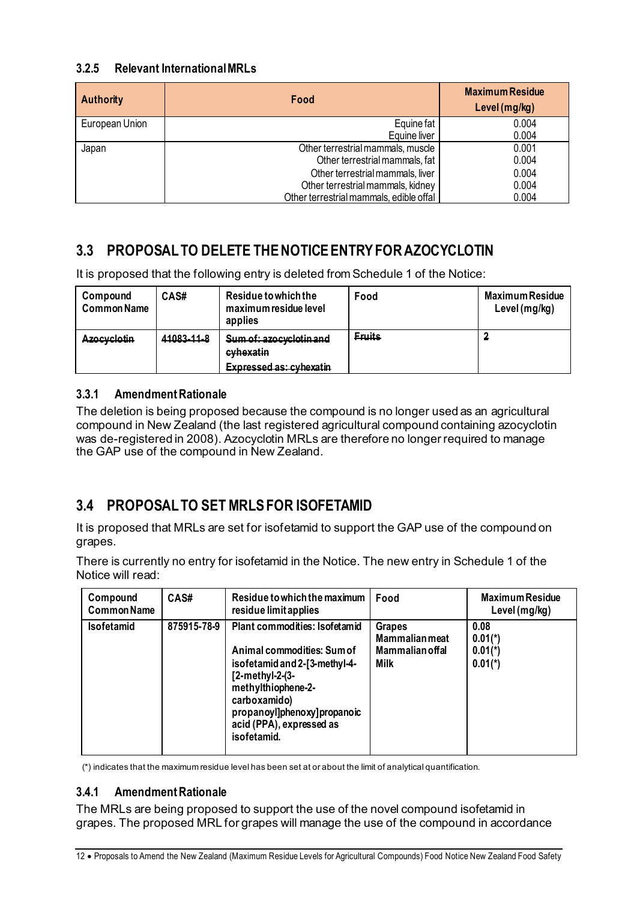#### 3.2.5 Relevant International MRLs

| Authority | Food | Maximum Residue Level (mg/kg) |
|---|---|---|
| European Union | Equine fat<br>Equine liver | 0.004<br>0.004 |
| Japan | Other terrestrial mammals, muscle<br>Other terrestrial mammals, fat<br>Other terrestrial mammals, liver<br>Other terrestrial mammals, kidney<br>Other terrestrial mammals, edible offal | 0.001<br>0.004<br>0.004<br>0.004<br>0.004 |

## 3.3 PROPOSAL TO DELETE THE NOTICE ENTRY FOR AZOCYCLOTIN

It is proposed that the following entry is deleted from Schedule 1 of the Notice:

| Compound Common Name | CAS# | Residue to which the maximum residue level applies | Food | Maximum Residue Level (mg/kg) |
|---|---|---|---|---|
| ~~Azocyclotin~~ | ~~41083-11-8~~ | ~~Sum of: azocyclotin and cyhexatin~~<br>~~Expressed as: cyhexatin~~ | ~~Fruits~~ | ~~2~~ |

### 3.3.1 Amendment Rationale

The deletion is being proposed because the compound is no longer used as an agricultural compound in New Zealand (the last registered agricultural compound containing azocyclotin was de-registered in 2008). Azocyclotin MRLs are therefore no longer required to manage the GAP use of the compound in New Zealand.

## 3.4 PROPOSAL TO SET MRLS FOR ISOFETAMID

It is proposed that MRLs are set for isofetamid to support the GAP use of the compound on grapes.

There is currently no entry for isofetamid in the Notice. The new entry in Schedule 1 of the Notice will read:

| Compound Common Name | CAS# | Residue to which the maximum residue limit applies | Food | Maximum Residue Level (mg/kg) |
|---|---|---|---|---|
| **Isofetamid** | **875915-78-9** | **Plant commodities: Isofetamid**<br><br>**Animal commodities: Sum of isofetamid and 2-[3-methyl-4-[2-methyl-2-(3-methylthiophene-2-carboxamido) propanoyl]phenoxy]propanoic acid (PPA), expressed as isofetamid.** | **Grapes**<br>**Mammalian meat**<br>**Mammalian offal**<br>**Milk** | **0.08**<br>**0.01(*)**<br>**0.01(*)**<br>**0.01(*)** |

(*) indicates that the maximum residue level has been set at or about the limit of analytical quantification.

### 3.4.1 Amendment Rationale

The MRLs are being proposed to support the use of the novel compound isofetamid in grapes. The proposed MRL for grapes will manage the use of the compound in accordance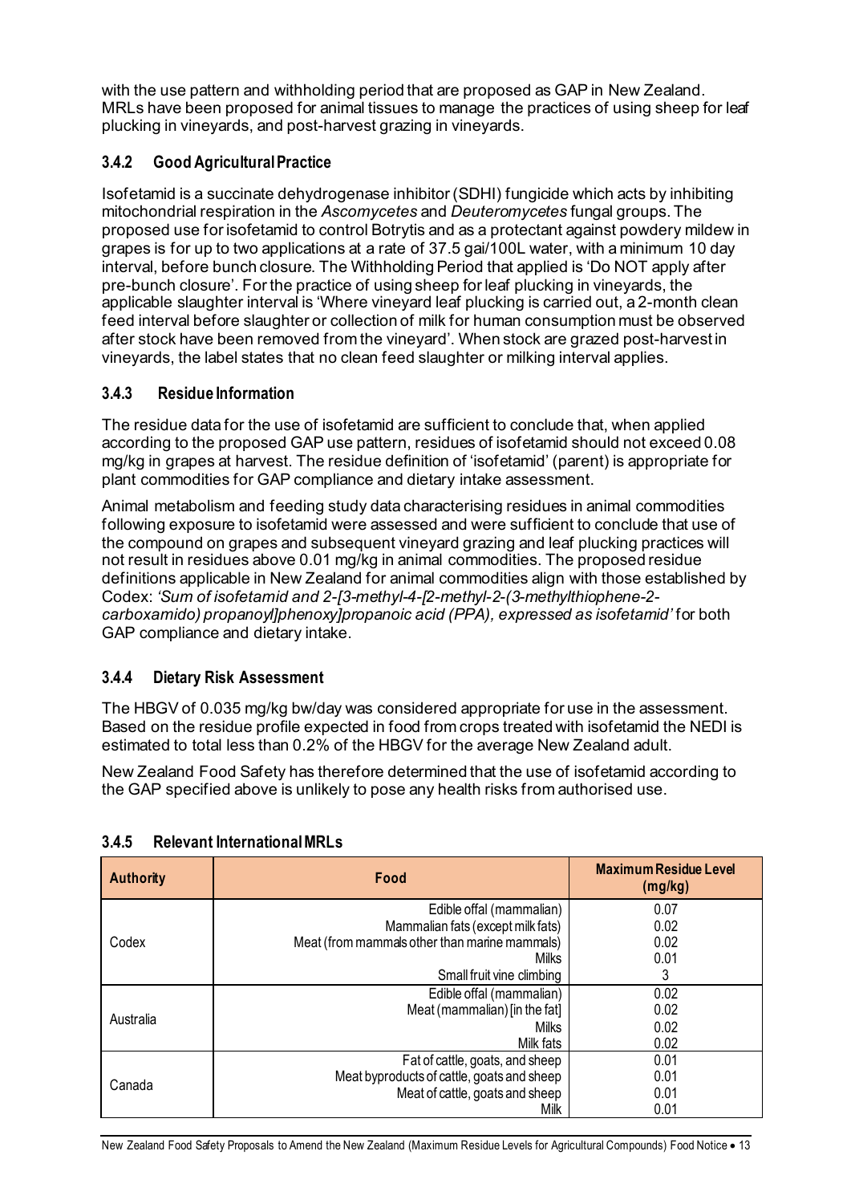with the use pattern and withholding period that are proposed as GAP in New Zealand. MRLs have been proposed for animal tissues to manage the practices of using sheep for leaf plucking in vineyards, and post-harvest grazing in vineyards.

### 3.4.2 Good Agricultural Practice

Isofetamid is a succinate dehydrogenase inhibitor (SDHI) fungicide which acts by inhibiting mitochondrial respiration in the *Ascomycetes* and *Deuteromycetes* fungal groups. The proposed use for isofetamid to control Botrytis and as a protectant against powdery mildew in grapes is for up to two applications at a rate of 37.5 gai/100L water, with a minimum 10 day interval, before bunch closure. The Withholding Period that applied is 'Do NOT apply after pre-bunch closure'. For the practice of using sheep for leaf plucking in vineyards, the applicable slaughter interval is 'Where vineyard leaf plucking is carried out, a 2-month clean feed interval before slaughter or collection of milk for human consumption must be observed after stock have been removed from the vineyard'. When stock are grazed post-harvest in vineyards, the label states that no clean feed slaughter or milking interval applies.

### 3.4.3 Residue Information

The residue data for the use of isofetamid are sufficient to conclude that, when applied according to the proposed GAP use pattern, residues of isofetamid should not exceed 0.08 mg/kg in grapes at harvest. The residue definition of 'isofetamid' (parent) is appropriate for plant commodities for GAP compliance and dietary intake assessment.

Animal metabolism and feeding study data characterising residues in animal commodities following exposure to isofetamid were assessed and were sufficient to conclude that use of the compound on grapes and subsequent vineyard grazing and leaf plucking practices will not result in residues above 0.01 mg/kg in animal commodities. The proposed residue definitions applicable in New Zealand for animal commodities align with those established by Codex: *'Sum of isofetamid and 2-[3-methyl-4-[2-methyl-2-(3-methylthiophene-2-carboxamido) propanoyl]phenoxy]propanoic acid (PPA), expressed as isofetamid'* for both GAP compliance and dietary intake.

### 3.4.4 Dietary Risk Assessment

The HBGV of 0.035 mg/kg bw/day was considered appropriate for use in the assessment. Based on the residue profile expected in food from crops treated with isofetamid the NEDI is estimated to total less than 0.2% of the HBGV for the average New Zealand adult.

New Zealand Food Safety has therefore determined that the use of isofetamid according to the GAP specified above is unlikely to pose any health risks from authorised use.

### 3.4.5 Relevant International MRLs

| Authority | Food | Maximum Residue Level (mg/kg) |
|---|---|---|
| Codex | Edible offal (mammalian) | 0.07 |
| | Mammalian fats (except milk fats) | 0.02 |
| | Meat (from mammals other than marine mammals) | 0.02 |
| | Milks | 0.01 |
| | Small fruit vine climbing | 3 |
| Australia | Edible offal (mammalian) | 0.02 |
| | Meat (mammalian) [in the fat] | 0.02 |
| | Milks | 0.02 |
| | Milk fats | 0.02 |
| Canada | Fat of cattle, goats, and sheep | 0.01 |
| | Meat byproducts of cattle, goats and sheep | 0.01 |
| | Meat of cattle, goats and sheep | 0.01 |
| | Milk | 0.01 |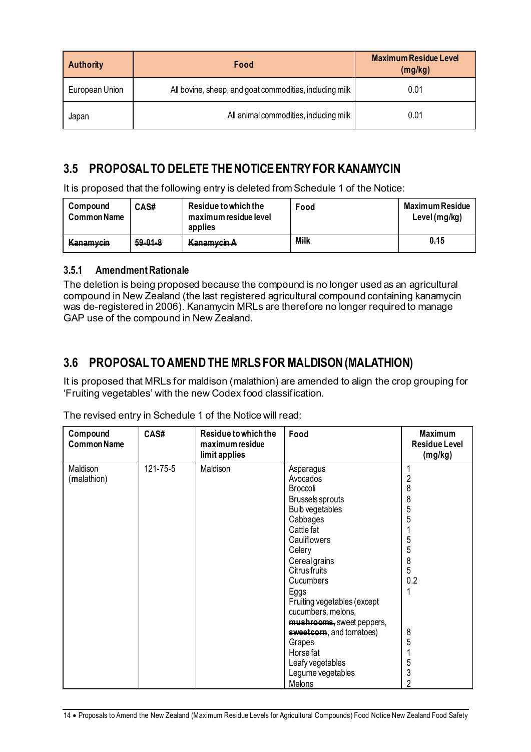| Authority | Food | Maximum Residue Level (mg/kg) |
|---|---|---|
| European Union | All bovine, sheep, and goat commodities, including milk | 0.01 |
| Japan | All animal commodities, including milk | 0.01 |

## 3.5 PROPOSAL TO DELETE THE NOTICE ENTRY FOR KANAMYCIN

It is proposed that the following entry is deleted from Schedule 1 of the Notice:

| Compound Common Name | CAS# | Residue to which the maximum residue level applies | Food | Maximum Residue Level (mg/kg) |
|---|---|---|---|---|
| ~~Kanamycin~~ | ~~59-01-8~~ | ~~Kanamycin A~~ | ~~Milk~~ | ~~0.15~~ |

### 3.5.1 Amendment Rationale

The deletion is being proposed because the compound is no longer used as an agricultural compound in New Zealand (the last registered agricultural compound containing kanamycin was de-registered in 2006). Kanamycin MRLs are therefore no longer required to manage GAP use of the compound in New Zealand.

## 3.6 PROPOSAL TO AMEND THE MRLS FOR MALDISON (MALATHION)

It is proposed that MRLs for maldison (malathion) are amended to align the crop grouping for 'Fruiting vegetables' with the new Codex food classification.

The revised entry in Schedule 1 of the Notice will read:

| Compound Common Name | CAS# | Residue to which the maximum residue limit applies | Food | Maximum Residue Level (mg/kg) |
|---|---|---|---|---|
| Maldison (**m**alathion) | 121-75-5 | Maldison | Asparagus | 1 |
| | | | Avocados | 2 |
| | | | Broccoli | 8 |
| | | | Brussels sprouts | 8 |
| | | | Bulb vegetables | 5 |
| | | | Cabbages | 5 |
| | | | Cattle fat | 1 |
| | | | Cauliflowers | 5 |
| | | | Celery | 5 |
| | | | Cereal grains | 8 |
| | | | Citrus fruits | 5 |
| | | | Cucumbers | 0.2 |
| | | | Eggs | 1 |
| | | | Fruiting vegetables (except cucumbers, melons, ~~mushrooms,~~ sweet peppers, ~~sweetcorn~~, and tomatoes) | 8 |
| | | | Grapes | 5 |
| | | | Horse fat | 1 |
| | | | Leafy vegetables | 5 |
| | | | Legume vegetables | 3 |
| | | | Melons | 2 |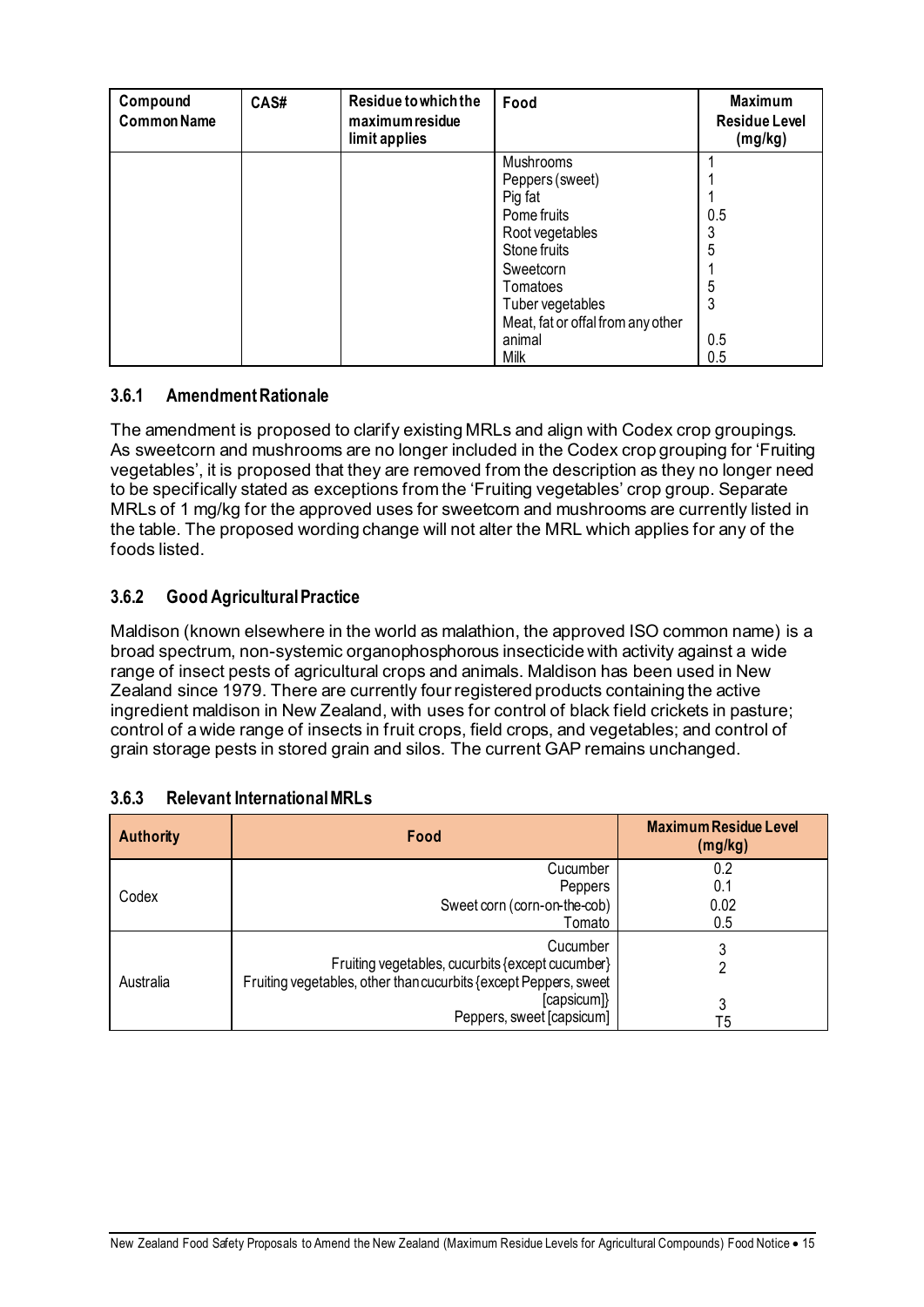| Compound Common Name | CAS# | Residue to which the maximum residue limit applies | Food | Maximum Residue Level (mg/kg) |
|---|---|---|---|---|
| | | | Mushrooms | 1 |
| | | | Peppers (sweet) | 1 |
| | | | Pig fat | 1 |
| | | | Pome fruits | 0.5 |
| | | | Root vegetables | 3 |
| | | | Stone fruits | 5 |
| | | | Sweetcorn | 1 |
| | | | Tomatoes | 5 |
| | | | Tuber vegetables | 3 |
| | | | Meat, fat or offal from any other animal | 0.5 |
| | | | Milk | 0.5 |

### 3.6.1 Amendment Rationale

The amendment is proposed to clarify existing MRLs and align with Codex crop groupings. As sweetcorn and mushrooms are no longer included in the Codex crop grouping for 'Fruiting vegetables', it is proposed that they are removed from the description as they no longer need to be specifically stated as exceptions from the 'Fruiting vegetables' crop group. Separate MRLs of 1 mg/kg for the approved uses for sweetcorn and mushrooms are currently listed in the table. The proposed wording change will not alter the MRL which applies for any of the foods listed.

### 3.6.2 Good Agricultural Practice

Maldison (known elsewhere in the world as malathion, the approved ISO common name) is a broad spectrum, non-systemic organophosphorous insecticide with activity against a wide range of insect pests of agricultural crops and animals. Maldison has been used in New Zealand since 1979. There are currently four registered products containing the active ingredient maldison in New Zealand, with uses for control of black field crickets in pasture; control of a wide range of insects in fruit crops, field crops, and vegetables; and control of grain storage pests in stored grain and silos. The current GAP remains unchanged.

### 3.6.3 Relevant International MRLs

| Authority | Food | Maximum Residue Level (mg/kg) |
|---|---|---|
| Codex | Cucumber | 0.2 |
| | Peppers | 0.1 |
| | Sweet corn (corn-on-the-cob) | 0.02 |
| | Tomato | 0.5 |
| Australia | Cucumber | 3 |
| | Fruiting vegetables, cucurbits {except cucumber} | 2 |
| | Fruiting vegetables, other than cucurbits {except Peppers, sweet [capsicum]} | 3 |
| | Peppers, sweet [capsicum] | T5 |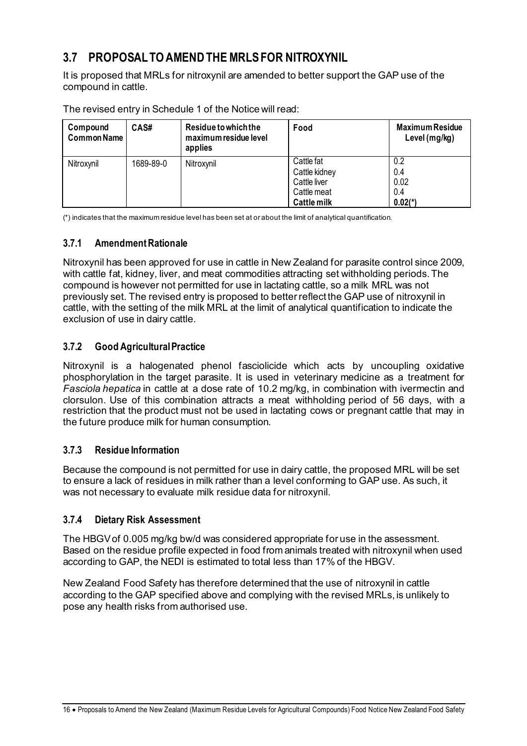## 3.7 PROPOSAL TO AMEND THE MRLS FOR NITROXYNIL

It is proposed that MRLs for nitroxynil are amended to better support the GAP use of the compound in cattle.

The revised entry in Schedule 1 of the Notice will read:

| Compound Common Name | CAS# | Residue to which the maximum residue level applies | Food | Maximum Residue Level (mg/kg) |
|---|---|---|---|---|
| Nitroxynil | 1689-89-0 | Nitroxynil | Cattle fat | 0.2 |
| | | | Cattle kidney | 0.4 |
| | | | Cattle liver | 0.02 |
| | | | Cattle meat | 0.4 |
| | | | **Cattle milk** | **0.02(*)** |

(*) indicates that the maximum residue level has been set at or about the limit of analytical quantification.

### 3.7.1 Amendment Rationale

Nitroxynil has been approved for use in cattle in New Zealand for parasite control since 2009, with cattle fat, kidney, liver, and meat commodities attracting set withholding periods. The compound is however not permitted for use in lactating cattle, so a milk MRL was not previously set. The revised entry is proposed to better reflect the GAP use of nitroxynil in cattle, with the setting of the milk MRL at the limit of analytical quantification to indicate the exclusion of use in dairy cattle.

### 3.7.2 Good Agricultural Practice

Nitroxynil is a halogenated phenol fasciolicide which acts by uncoupling oxidative phosphorylation in the target parasite. It is used in veterinary medicine as a treatment for *Fasciola hepatica* in cattle at a dose rate of 10.2 mg/kg, in combination with ivermectin and clorsulon. Use of this combination attracts a meat withholding period of 56 days, with a restriction that the product must not be used in lactating cows or pregnant cattle that may in the future produce milk for human consumption.

### 3.7.3 Residue Information

Because the compound is not permitted for use in dairy cattle, the proposed MRL will be set to ensure a lack of residues in milk rather than a level conforming to GAP use. As such, it was not necessary to evaluate milk residue data for nitroxynil.

### 3.7.4 Dietary Risk Assessment

The HBGV of 0.005 mg/kg bw/d was considered appropriate for use in the assessment. Based on the residue profile expected in food from animals treated with nitroxynil when used according to GAP, the NEDI is estimated to total less than 17% of the HBGV.

New Zealand Food Safety has therefore determined that the use of nitroxynil in cattle according to the GAP specified above and complying with the revised MRLs, is unlikely to pose any health risks from authorised use.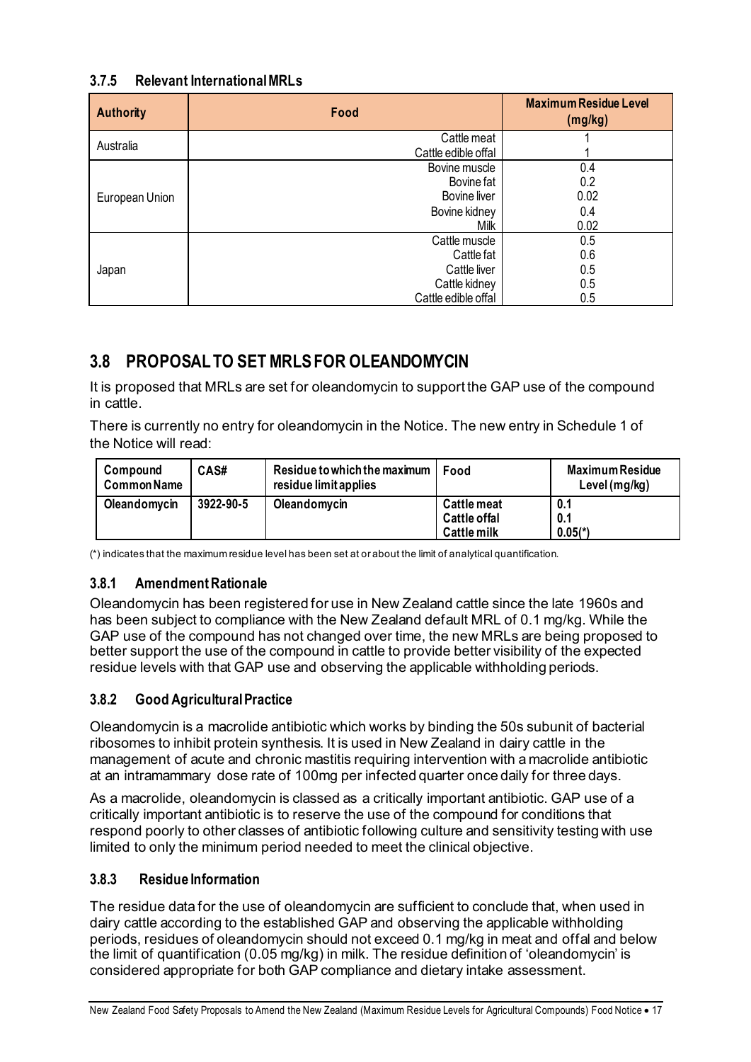### 3.7.5 Relevant International MRLs

| Authority | Food | Maximum Residue Level (mg/kg) |
|---|---|---|
| Australia | Cattle meat<br>Cattle edible offal | 1<br>1 |
| European Union | Bovine muscle<br>Bovine fat<br>Bovine liver<br>Bovine kidney<br>Milk | 0.4<br>0.2<br>0.02<br>0.4<br>0.02 |
| Japan | Cattle muscle<br>Cattle fat<br>Cattle liver<br>Cattle kidney<br>Cattle edible offal | 0.5<br>0.6<br>0.5<br>0.5<br>0.5 |

## 3.8 PROPOSAL TO SET MRLS FOR OLEANDOMYCIN

It is proposed that MRLs are set for oleandomycin to support the GAP use of the compound in cattle.

There is currently no entry for oleandomycin in the Notice. The new entry in Schedule 1 of the Notice will read:

| Compound Common Name | CAS# | Residue to which the maximum residue limit applies | Food | Maximum Residue Level (mg/kg) |
|---|---|---|---|---|
| **Oleandomycin** | **3922-90-5** | **Oleandomycin** | **Cattle meat**<br>**Cattle offal**<br>**Cattle milk** | **0.1**<br>**0.1**<br>**0.05(*)** |

(*) indicates that the maximum residue level has been set at or about the limit of analytical quantification.

### 3.8.1 Amendment Rationale

Oleandomycin has been registered for use in New Zealand cattle since the late 1960s and has been subject to compliance with the New Zealand default MRL of 0.1 mg/kg. While the GAP use of the compound has not changed over time, the new MRLs are being proposed to better support the use of the compound in cattle to provide better visibility of the expected residue levels with that GAP use and observing the applicable withholding periods.

### 3.8.2 Good Agricultural Practice

Oleandomycin is a macrolide antibiotic which works by binding the 50s subunit of bacterial ribosomes to inhibit protein synthesis. It is used in New Zealand in dairy cattle in the management of acute and chronic mastitis requiring intervention with a macrolide antibiotic at an intramammary dose rate of 100mg per infected quarter once daily for three days.

As a macrolide, oleandomycin is classed as a critically important antibiotic. GAP use of a critically important antibiotic is to reserve the use of the compound for conditions that respond poorly to other classes of antibiotic following culture and sensitivity testing with use limited to only the minimum period needed to meet the clinical objective.

### 3.8.3 Residue Information

The residue data for the use of oleandomycin are sufficient to conclude that, when used in dairy cattle according to the established GAP and observing the applicable withholding periods, residues of oleandomycin should not exceed 0.1 mg/kg in meat and offal and below the limit of quantification (0.05 mg/kg) in milk. The residue definition of 'oleandomycin' is considered appropriate for both GAP compliance and dietary intake assessment.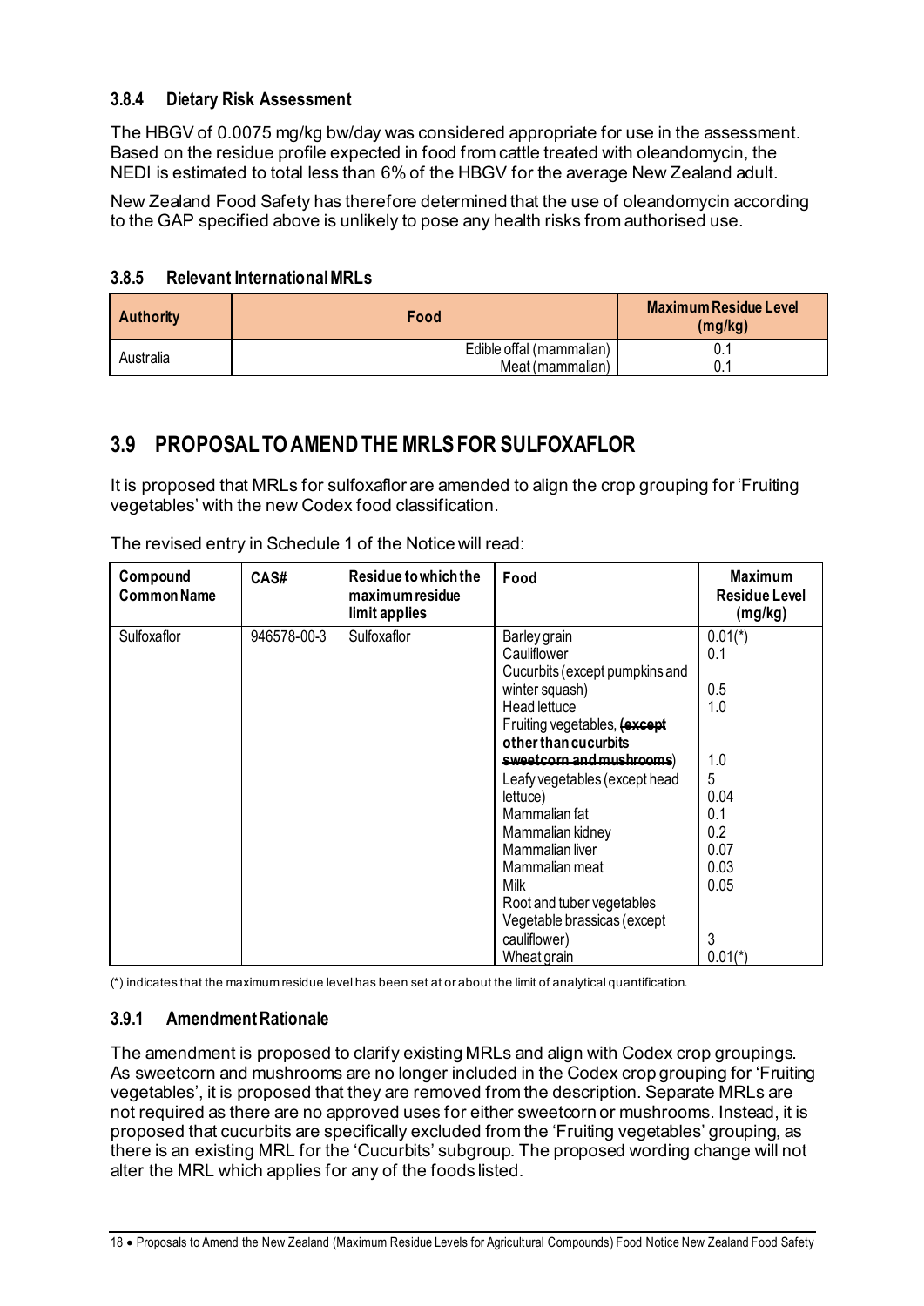### 3.8.4 Dietary Risk Assessment

The HBGV of 0.0075 mg/kg bw/day was considered appropriate for use in the assessment. Based on the residue profile expected in food from cattle treated with oleandomycin, the NEDI is estimated to total less than 6% of the HBGV for the average New Zealand adult.

New Zealand Food Safety has therefore determined that the use of oleandomycin according to the GAP specified above is unlikely to pose any health risks from authorised use.

### 3.8.5 Relevant International MRLs

| Authority | Food | Maximum Residue Level (mg/kg) |
|---|---|---|
| Australia | Edible offal (mammalian) | 0.1 |
| | Meat (mammalian) | 0.1 |

## 3.9 PROPOSAL TO AMEND THE MRLS FOR SULFOXAFLOR

It is proposed that MRLs for sulfoxaflor are amended to align the crop grouping for 'Fruiting vegetables' with the new Codex food classification.

The revised entry in Schedule 1 of the Notice will read:

| Compound Common Name | CAS# | Residue to which the maximum residue limit applies | Food | Maximum Residue Level (mg/kg) |
|---|---|---|---|---|
| Sulfoxaflor | 946578-00-3 | Sulfoxaflor | Barley grain | 0.01(*) |
| | | | Cauliflower | 0.1 |
| | | | Cucurbits (except pumpkins and winter squash) | 0.5 |
| | | | Head lettuce | 1.0 |
| | | | Fruiting vegetables, ~~(except~~ **other than cucurbits** ~~sweetcorn and mushrooms~~) | 1.0 |
| | | | Leafy vegetables (except head lettuce) | 5 |
| | | | Mammalian fat | 0.04 |
| | | | Mammalian kidney | 0.1 |
| | | | Mammalian liver | 0.2 |
| | | | Mammalian meat | 0.07 |
| | | | Milk | 0.03 |
| | | | Root and tuber vegetables | 0.05 |
| | | | Vegetable brassicas (except cauliflower) | 3 |
| | | | Wheat grain | 0.01(*) |

(*) indicates that the maximum residue level has been set at or about the limit of analytical quantification.

### 3.9.1 Amendment Rationale

The amendment is proposed to clarify existing MRLs and align with Codex crop groupings. As sweetcorn and mushrooms are no longer included in the Codex crop grouping for 'Fruiting vegetables', it is proposed that they are removed from the description. Separate MRLs are not required as there are no approved uses for either sweetcorn or mushrooms. Instead, it is proposed that cucurbits are specifically excluded from the 'Fruiting vegetables' grouping, as there is an existing MRL for the 'Cucurbits' subgroup. The proposed wording change will not alter the MRL which applies for any of the foods listed.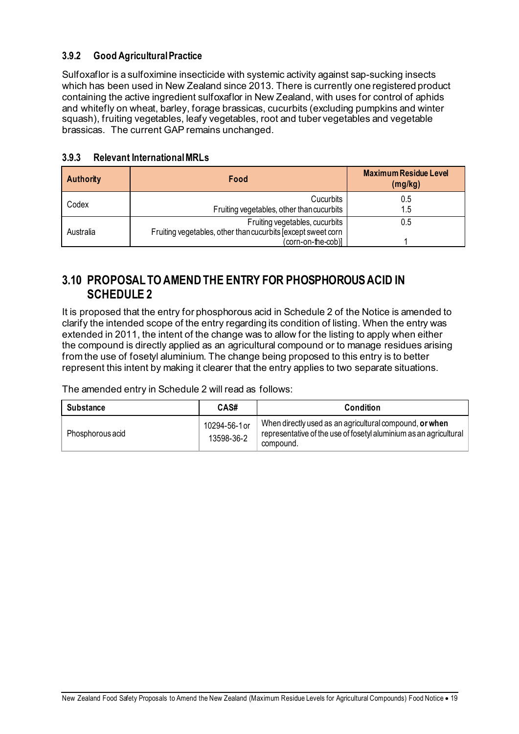### 3.9.2 Good Agricultural Practice

Sulfoxaflor is a sulfoximine insecticide with systemic activity against sap-sucking insects which has been used in New Zealand since 2013. There is currently one registered product containing the active ingredient sulfoxaflor in New Zealand, with uses for control of aphids and whitefly on wheat, barley, forage brassicas, cucurbits (excluding pumpkins and winter squash), fruiting vegetables, leafy vegetables, root and tuber vegetables and vegetable brassicas. The current GAP remains unchanged.

### 3.9.3 Relevant International MRLs

| Authority | Food | Maximum Residue Level (mg/kg) |
|---|---|---|
| Codex | Cucurbits | 0.5 |
| | Fruiting vegetables, other than cucurbits | 1.5 |
| Australia | Fruiting vegetables, cucurbits | 0.5 |
| | Fruiting vegetables, other than cucurbits [except sweet corn (corn-on-the-cob)] | 1 |

## 3.10 PROPOSAL TO AMEND THE ENTRY FOR PHOSPHOROUS ACID IN SCHEDULE 2

It is proposed that the entry for phosphorous acid in Schedule 2 of the Notice is amended to clarify the intended scope of the entry regarding its condition of listing. When the entry was extended in 2011, the intent of the change was to allow for the listing to apply when either the compound is directly applied as an agricultural compound or to manage residues arising from the use of fosetyl aluminium. The change being proposed to this entry is to better represent this intent by making it clearer that the entry applies to two separate situations.

The amended entry in Schedule 2 will read as follows:

| Substance | CAS# | Condition |
|---|---|---|
| Phosphorous acid | 10294-56-1 or 13598-36-2 | When directly used as an agricultural compound, **or when** representative of the use of fosetyl aluminium as an agricultural compound. |